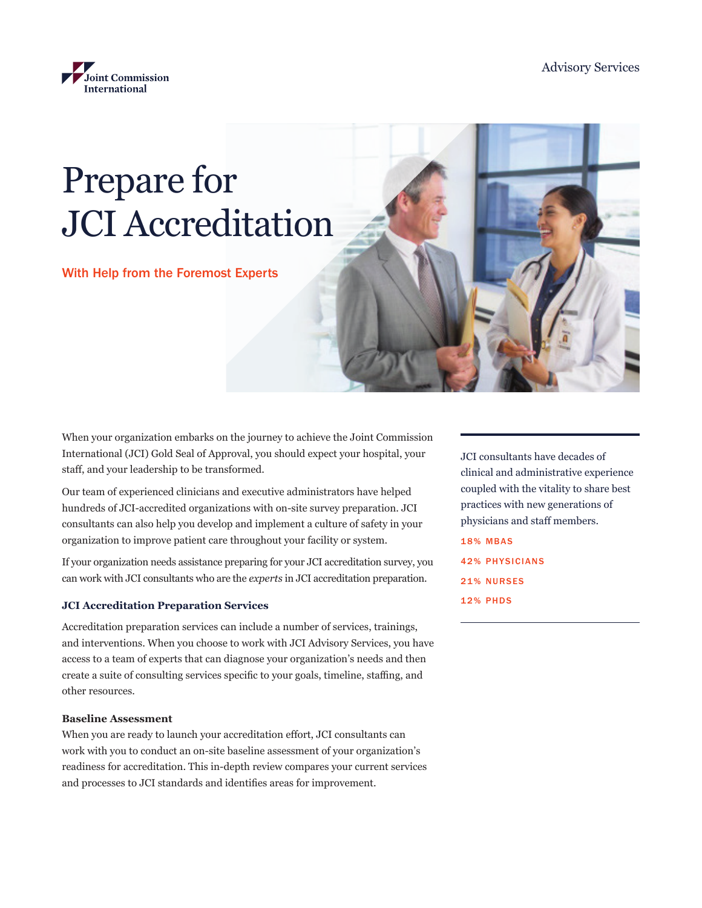Joint Commission International

Advisory Services

# Prepare for JCI Accreditation

## With Help from the Foremost Experts

When your organization embarks on the journey to achieve the Joint Commission International (JCI) Gold Seal of Approval, you should expect your hospital, your staff, and your leadership to be transformed.

Our team of experienced clinicians and executive administrators have helped hundreds of JCI-accredited organizations with on-site survey preparation. JCI consultants can also help you develop and implement a culture of safety in your organization to improve patient care throughout your facility or system.

If your organization needs assistance preparing for your JCI accreditation survey, you can work with JCI consultants who are the *experts* in JCI accreditation preparation.

### JCI Accreditation Preparation Services

Accreditation preparation services can include a number of services, trainings, and interventions. When you choose to work with JCI Advisory Services, you have access to a team of experts that can diagnose your organization's needs and then create a suite of consulting services specific to your goals, timeline, staffing, and other resources.

### Baseline Assessment

When you are ready to launch your accreditation effort, JCI consultants can work with you to conduct an on-site baseline assessment of your organization's readiness for accreditation. This in-depth review compares your current services and processes to JCI standards and identifies areas for improvement.

---

JCI consultants have decades of clinical and administrative experience coupled with the vitality to share best practices with new generations of physicians and staff members.

18% MBAS

42% PHYSICIANS

21% NURSES

12% PHDS

---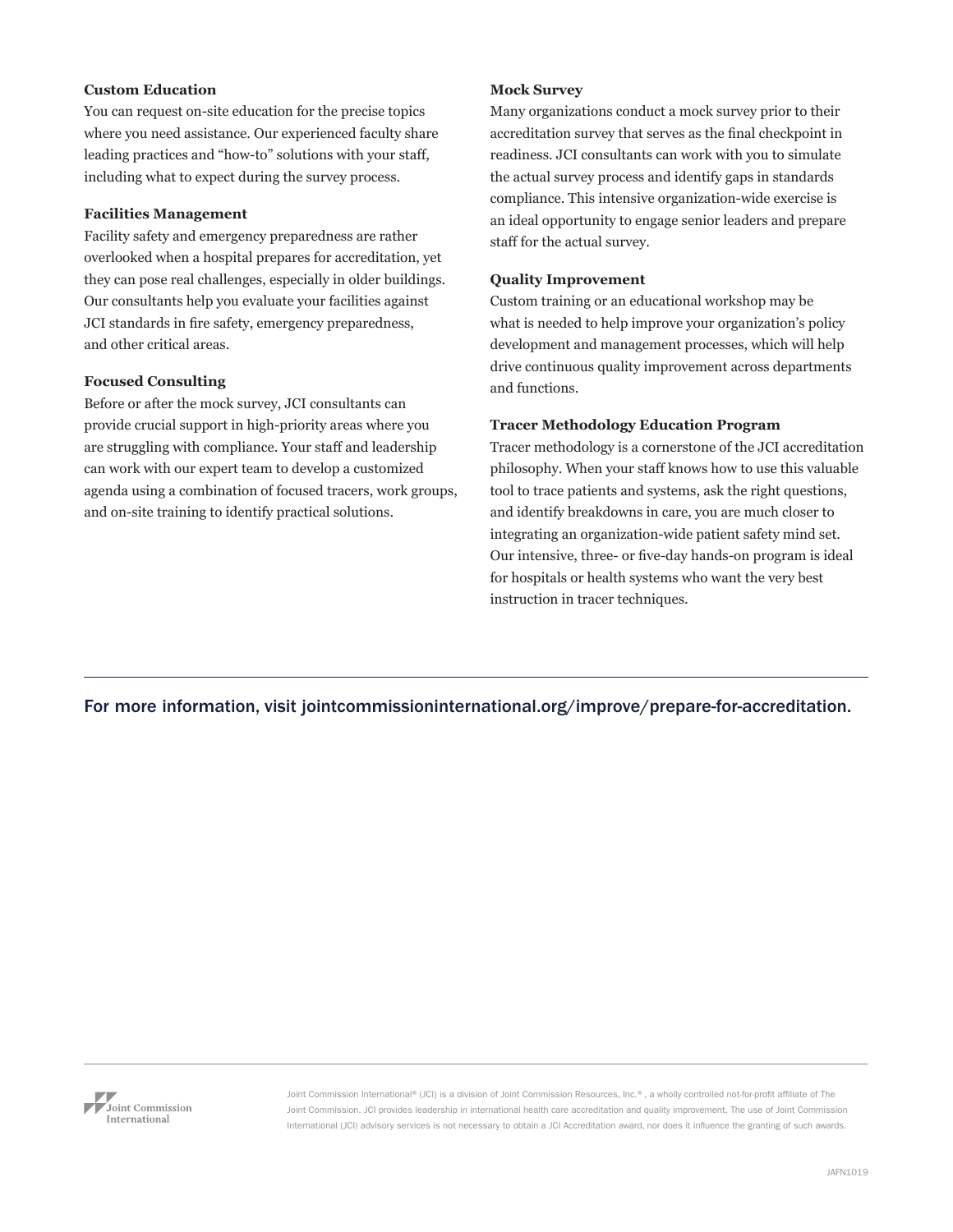**Custom Education**

You can request on-site education for the precise topics where you need assistance. Our experienced faculty share leading practices and "how-to" solutions with your staff, including what to expect during the survey process.

**Facilities Management**

Facility safety and emergency preparedness are rather overlooked when a hospital prepares for accreditation, yet they can pose real challenges, especially in older buildings. Our consultants help you evaluate your facilities against JCI standards in fire safety, emergency preparedness, and other critical areas.

**Focused Consulting**

Before or after the mock survey, JCI consultants can provide crucial support in high-priority areas where you are struggling with compliance. Your staff and leadership can work with our expert team to develop a customized agenda using a combination of focused tracers, work groups, and on-site training to identify practical solutions.

**Mock Survey**

Many organizations conduct a mock survey prior to their accreditation survey that serves as the final checkpoint in readiness. JCI consultants can work with you to simulate the actual survey process and identify gaps in standards compliance. This intensive organization-wide exercise is an ideal opportunity to engage senior leaders and prepare staff for the actual survey.

**Quality Improvement**

Custom training or an educational workshop may be what is needed to help improve your organization's policy development and management processes, which will help drive continuous quality improvement across departments and functions.

**Tracer Methodology Education Program**

Tracer methodology is a cornerstone of the JCI accreditation philosophy. When your staff knows how to use this valuable tool to trace patients and systems, ask the right questions, and identify breakdowns in care, you are much closer to integrating an organization-wide patient safety mind set. Our intensive, three- or five-day hands-on program is ideal for hospitals or health systems who want the very best instruction in tracer techniques.

---

For more information, visit jointcommissioninternational.org/improve/prepare-for-accreditation.

---

Joint Commission International

Joint Commission International® (JCI) is a division of Joint Commission Resources, Inc.®, a wholly controlled not-for-profit affiliate of The Joint Commission. JCI provides leadership in international health care accreditation and quality improvement. The use of Joint Commission International (JCI) advisory services is not necessary to obtain a JCI Accreditation award, nor does it influence the granting of such awards.

JAFN1019